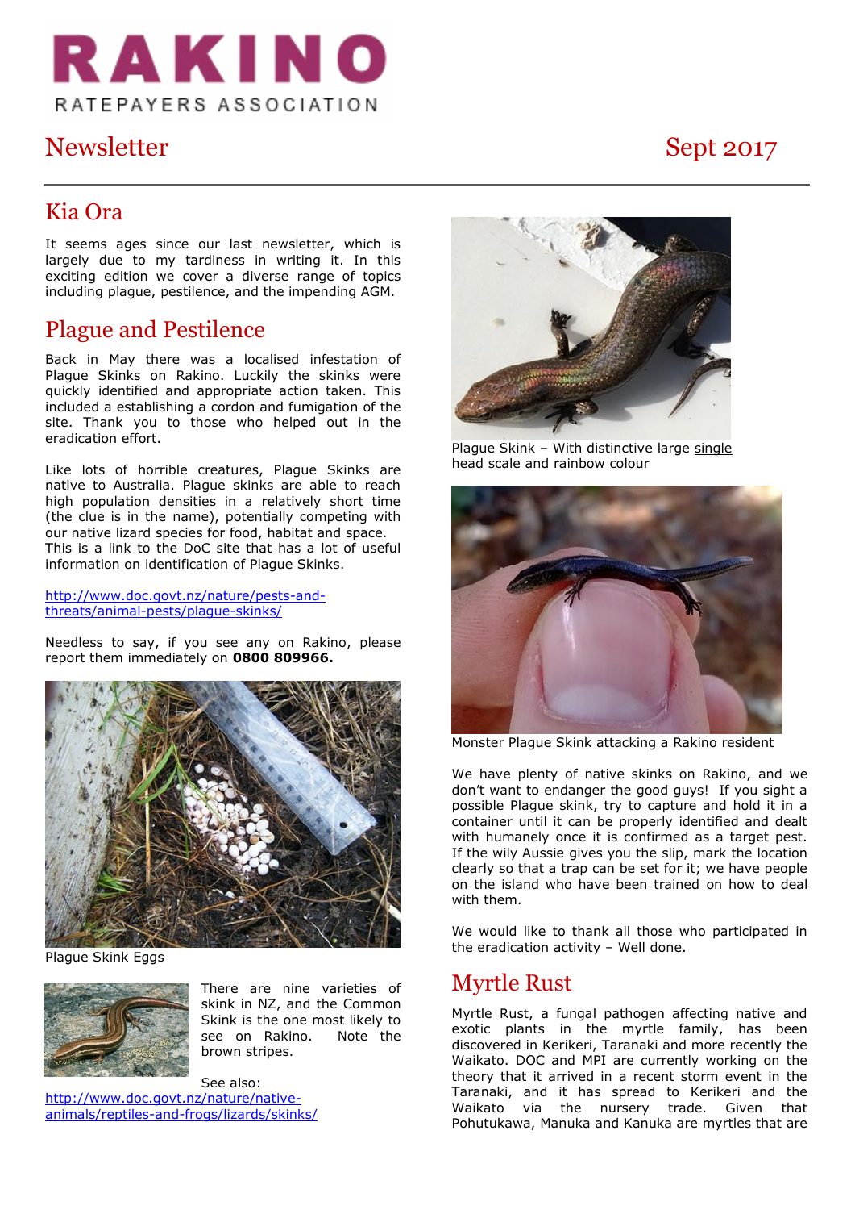# RAKINO

RATEPAYERS ASSOCIATION

## Newsletter

Sept 2017

## Kia Ora

It seems ages since our last newsletter, which is largely due to my tardiness in writing it. In this exciting edition we cover a diverse range of topics including plague, pestilence, and the impending AGM.

## Plague and Pestilence

Back in May there was a localised infestation of Plague Skinks on Rakino. Luckily the skinks were quickly identified and appropriate action taken. This included a establishing a cordon and fumigation of the site. Thank you to those who helped out in the eradication effort.

Like lots of horrible creatures, Plague Skinks are native to Australia. Plague skinks are able to reach high population densities in a relatively short time (the clue is in the name), potentially competing with our native lizard species for food, habitat and space. This is a link to the DoC site that has a lot of useful information on identification of Plague Skinks.

http://www.doc.govt.nz/nature/pests-and-threats/animal-pests/plague-skinks/

Needless to say, if you see any on Rakino, please report them immediately on **0800 809966.**

Plague Skink Eggs

There are nine varieties of skink in NZ, and the Common Skink is the one most likely to see on Rakino. Note the brown stripes.

See also:
http://www.doc.govt.nz/nature/native-animals/reptiles-and-frogs/lizards/skinks/

Plague Skink – With distinctive large single head scale and rainbow colour

Monster Plague Skink attacking a Rakino resident

We have plenty of native skinks on Rakino, and we don't want to endanger the good guys! If you sight a possible Plague skink, try to capture and hold it in a container until it can be properly identified and dealt with humanely once it is confirmed as a target pest. If the wily Aussie gives you the slip, mark the location clearly so that a trap can be set for it; we have people on the island who have been trained on how to deal with them.

We would like to thank all those who participated in the eradication activity – Well done.

## Myrtle Rust

Myrtle Rust, a fungal pathogen affecting native and exotic plants in the myrtle family, has been discovered in Kerikeri, Taranaki and more recently the Waikato. DOC and MPI are currently working on the theory that it arrived in a recent storm event in the Taranaki, and it has spread to Kerikeri and the Waikato via the nursery trade. Given that Pohutukawa, Manuka and Kanuka are myrtles that are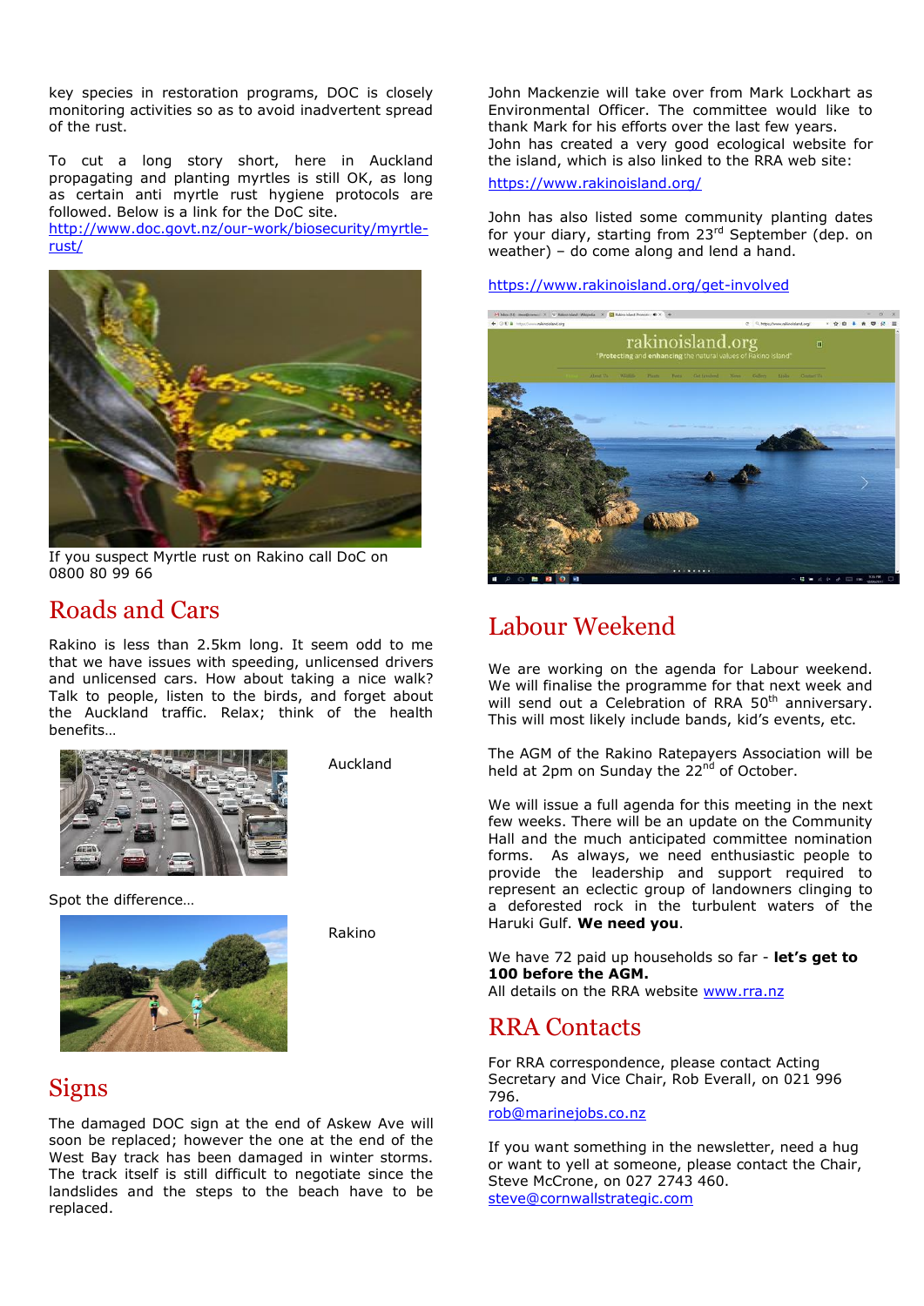key species in restoration programs, DOC is closely monitoring activities so as to avoid inadvertent spread of the rust.

To cut a long story short, here in Auckland propagating and planting myrtles is still OK, as long as certain anti myrtle rust hygiene protocols are followed. Below is a link for the DoC site.
http://www.doc.govt.nz/our-work/biosecurity/myrtle-rust/

If you suspect Myrtle rust on Rakino call DoC on 0800 80 99 66

## Roads and Cars

Rakino is less than 2.5km long. It seem odd to me that we have issues with speeding, unlicensed drivers and unlicensed cars. How about taking a nice walk? Talk to people, listen to the birds, and forget about the Auckland traffic. Relax; think of the health benefits…

Auckland

Spot the difference…

Rakino

## Signs

The damaged DOC sign at the end of Askew Ave will soon be replaced; however the one at the end of the West Bay track has been damaged in winter storms. The track itself is still difficult to negotiate since the landslides and the steps to the beach have to be replaced.

John Mackenzie will take over from Mark Lockhart as Environmental Officer. The committee would like to thank Mark for his efforts over the last few years. John has created a very good ecological website for the island, which is also linked to the RRA web site:

https://www.rakinoisland.org/

John has also listed some community planting dates for your diary, starting from 23rd September (dep. on weather) – do come along and lend a hand.

https://www.rakinoisland.org/get-involved

## Labour Weekend

We are working on the agenda for Labour weekend. We will finalise the programme for that week and will send out a Celebration of RRA 50th anniversary. This will most likely include bands, kid's events, etc.

The AGM of the Rakino Ratepayers Association will be held at 2pm on Sunday the 22nd of October.

We will issue a full agenda for this meeting in the next few weeks. There will be an update on the Community Hall and the much anticipated committee nomination forms. As always, we need enthusiastic people to provide the leadership and support required to represent an eclectic group of landowners clinging to a deforested rock in the turbulent waters of the Haruki Gulf. **We need you**.

We have 72 paid up households so far - **let's get to 100 before the AGM.**
All details on the RRA website www.rra.nz

## RRA Contacts

For RRA correspondence, please contact Acting Secretary and Vice Chair, Rob Everall, on 021 996 796.
rob@marinejobs.co.nz

If you want something in the newsletter, need a hug or want to yell at someone, please contact the Chair, Steve McCrone, on 027 2743 460.
steve@cornwallstrategic.com